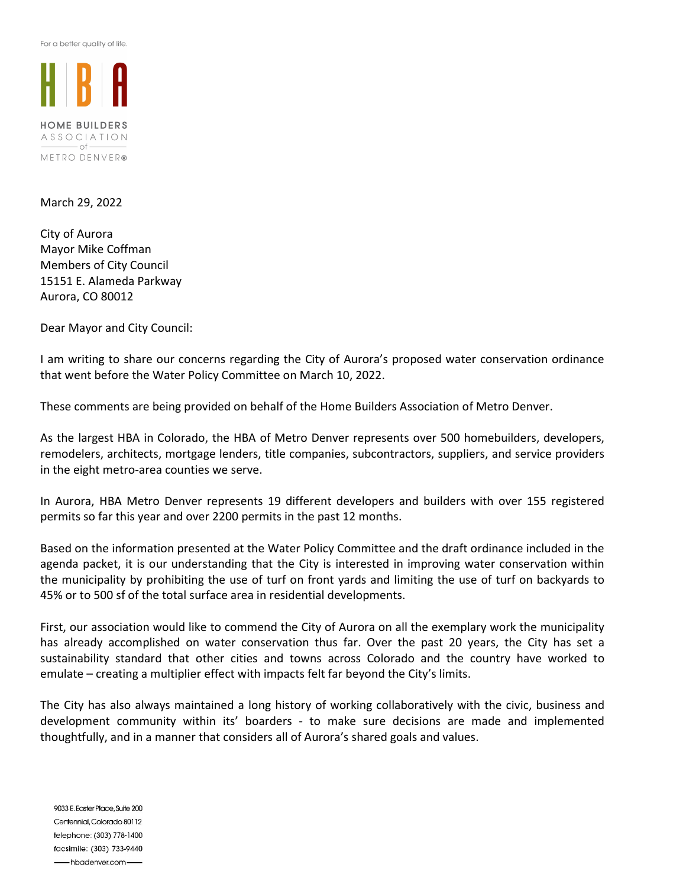For a better quality of life.

HBA

HOME BUILDERS ASSOCIATION of METRO DENVER®

March 29, 2022

City of Aurora
Mayor Mike Coffman
Members of City Council
15151 E. Alameda Parkway
Aurora, CO 80012

Dear Mayor and City Council:

I am writing to share our concerns regarding the City of Aurora's proposed water conservation ordinance that went before the Water Policy Committee on March 10, 2022.

These comments are being provided on behalf of the Home Builders Association of Metro Denver.

As the largest HBA in Colorado, the HBA of Metro Denver represents over 500 homebuilders, developers, remodelers, architects, mortgage lenders, title companies, subcontractors, suppliers, and service providers in the eight metro-area counties we serve.

In Aurora, HBA Metro Denver represents 19 different developers and builders with over 155 registered permits so far this year and over 2200 permits in the past 12 months.

Based on the information presented at the Water Policy Committee and the draft ordinance included in the agenda packet, it is our understanding that the City is interested in improving water conservation within the municipality by prohibiting the use of turf on front yards and limiting the use of turf on backyards to 45% or to 500 sf of the total surface area in residential developments.

First, our association would like to commend the City of Aurora on all the exemplary work the municipality has already accomplished on water conservation thus far. Over the past 20 years, the City has set a sustainability standard that other cities and towns across Colorado and the country have worked to emulate – creating a multiplier effect with impacts felt far beyond the City's limits.

The City has also always maintained a long history of working collaboratively with the civic, business and development community within its' boarders - to make sure decisions are made and implemented thoughtfully, and in a manner that considers all of Aurora's shared goals and values.

9033 E. Easter Place, Suite 200
Centennial, Colorado 80112
telephone: (303) 778-1400
facsimile: (303) 733-9440
hbadenver.com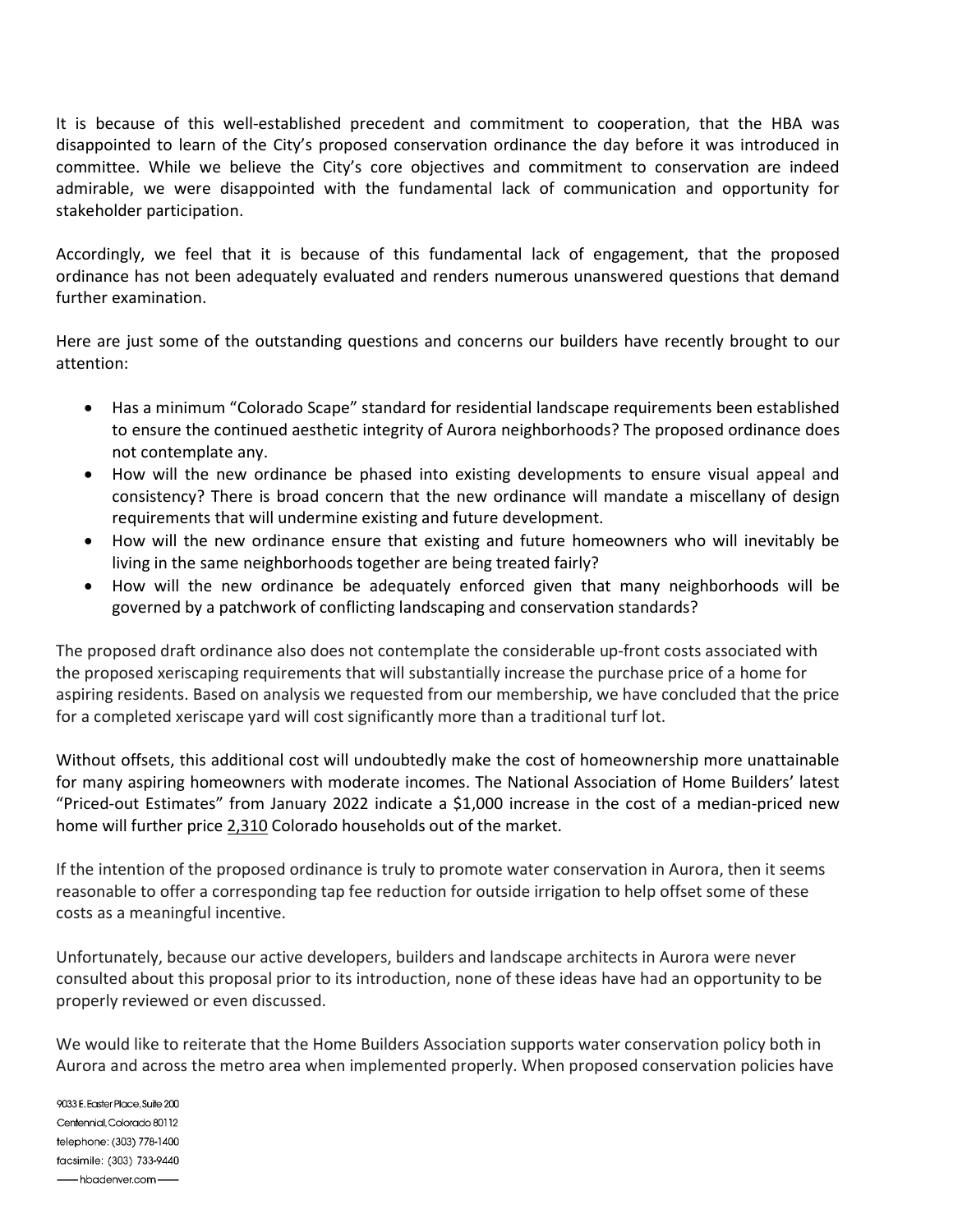It is because of this well-established precedent and commitment to cooperation, that the HBA was disappointed to learn of the City's proposed conservation ordinance the day before it was introduced in committee. While we believe the City's core objectives and commitment to conservation are indeed admirable, we were disappointed with the fundamental lack of communication and opportunity for stakeholder participation.

Accordingly, we feel that it is because of this fundamental lack of engagement, that the proposed ordinance has not been adequately evaluated and renders numerous unanswered questions that demand further examination.

Here are just some of the outstanding questions and concerns our builders have recently brought to our attention:

- Has a minimum "Colorado Scape" standard for residential landscape requirements been established to ensure the continued aesthetic integrity of Aurora neighborhoods? The proposed ordinance does not contemplate any.
- How will the new ordinance be phased into existing developments to ensure visual appeal and consistency? There is broad concern that the new ordinance will mandate a miscellany of design requirements that will undermine existing and future development.
- How will the new ordinance ensure that existing and future homeowners who will inevitably be living in the same neighborhoods together are being treated fairly?
- How will the new ordinance be adequately enforced given that many neighborhoods will be governed by a patchwork of conflicting landscaping and conservation standards?

The proposed draft ordinance also does not contemplate the considerable up-front costs associated with the proposed xeriscaping requirements that will substantially increase the purchase price of a home for aspiring residents. Based on analysis we requested from our membership, we have concluded that the price for a completed xeriscape yard will cost significantly more than a traditional turf lot.

Without offsets, this additional cost will undoubtedly make the cost of homeownership more unattainable for many aspiring homeowners with moderate incomes. The National Association of Home Builders' latest "Priced-out Estimates" from January 2022 indicate a $1,000 increase in the cost of a median-priced new home will further price 2,310 Colorado households out of the market.

If the intention of the proposed ordinance is truly to promote water conservation in Aurora, then it seems reasonable to offer a corresponding tap fee reduction for outside irrigation to help offset some of these costs as a meaningful incentive.

Unfortunately, because our active developers, builders and landscape architects in Aurora were never consulted about this proposal prior to its introduction, none of these ideas have had an opportunity to be properly reviewed or even discussed.

We would like to reiterate that the Home Builders Association supports water conservation policy both in Aurora and across the metro area when implemented properly. When proposed conservation policies have

9033 E. Easter Place, Suite 200
Centennial, Colorado 80112
telephone: (303) 778-1400
facsimile: (303) 733-9440
hbadenver.com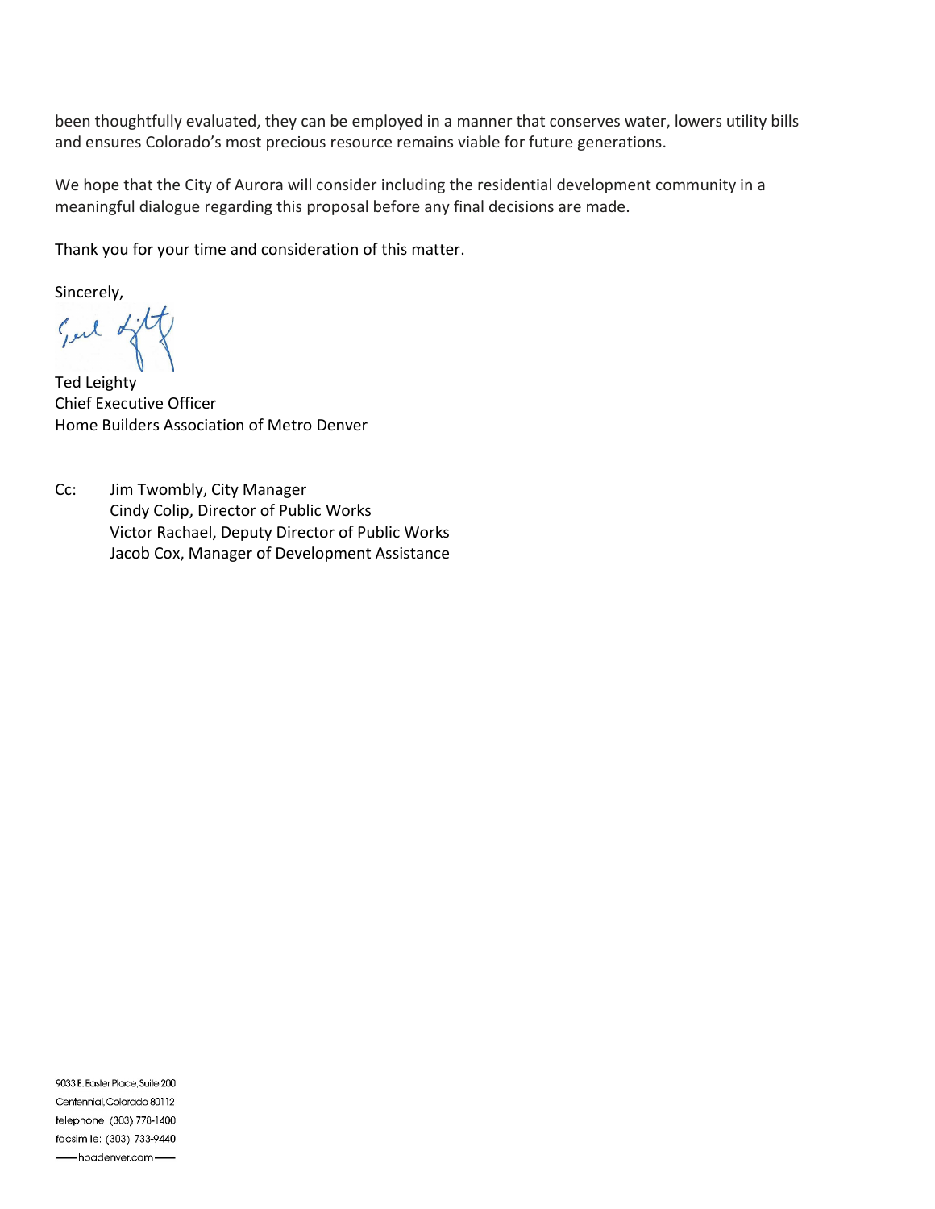been thoughtfully evaluated, they can be employed in a manner that conserves water, lowers utility bills and ensures Colorado's most precious resource remains viable for future generations.

We hope that the City of Aurora will consider including the residential development community in a meaningful dialogue regarding this proposal before any final decisions are made.

Thank you for your time and consideration of this matter.

Sincerely,

Ted Leighty
Chief Executive Officer
Home Builders Association of Metro Denver

Cc: Jim Twombly, City Manager
Cindy Colip, Director of Public Works
Victor Rachael, Deputy Director of Public Works
Jacob Cox, Manager of Development Assistance

9033 E. Easter Place, Suite 200
Centennial, Colorado 80112
telephone: (303) 778-1400
facsimile: (303) 733-9440
hbadenver.com